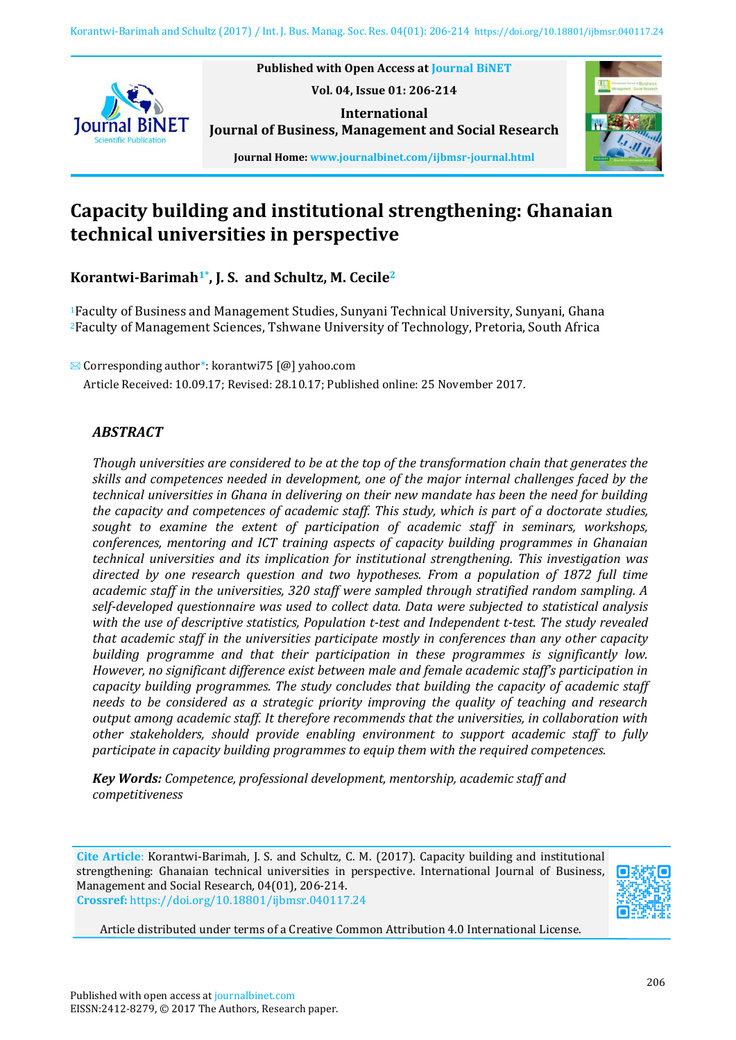# Capacity building and institutional strengthening: Ghanaian technical universities in perspective

**Korantwi-Barimah[1*], J. S. and Schultz, M. Cecile[2]**

[1]Faculty of Business and Management Studies, Sunyani Technical University, Sunyani, Ghana
[2]Faculty of Management Sciences, Tshwane University of Technology, Pretoria, South Africa

Corresponding author*: korantwi75 [@] yahoo.com

Article Received: 10.09.17; Revised: 28.10.17; Published online: 25 November 2017.

## ABSTRACT

*Though universities are considered to be at the top of the transformation chain that generates the skills and competences needed in development, one of the major internal challenges faced by the technical universities in Ghana in delivering on their new mandate has been the need for building the capacity and competences of academic staff. This study, which is part of a doctorate studies, sought to examine the extent of participation of academic staff in seminars, workshops, conferences, mentoring and ICT training aspects of capacity building programmes in Ghanaian technical universities and its implication for institutional strengthening. This investigation was directed by one research question and two hypotheses. From a population of 1872 full time academic staff in the universities, 320 staff were sampled through stratified random sampling. A self-developed questionnaire was used to collect data. Data were subjected to statistical analysis with the use of descriptive statistics, Population t-test and Independent t-test. The study revealed that academic staff in the universities participate mostly in conferences than any other capacity building programme and that their participation in these programmes is significantly low. However, no significant difference exist between male and female academic staff's participation in capacity building programmes. The study concludes that building the capacity of academic staff needs to be considered as a strategic priority improving the quality of teaching and research output among academic staff. It therefore recommends that the universities, in collaboration with other stakeholders, should provide enabling environment to support academic staff to fully participate in capacity building programmes to equip them with the required competences.*

***Key Words:*** *Competence, professional development, mentorship, academic staff and competitiveness*

**Cite Article**: Korantwi-Barimah, J. S. and Schultz, C. M. (2017). Capacity building and institutional strengthening: Ghanaian technical universities in perspective. International Journal of Business, Management and Social Research, 04(01), 206-214.
**Crossref:** https://doi.org/10.18801/ijbmsr.040117.24

Article distributed under terms of a Creative Common Attribution 4.0 International License.

Published with open access at journalbinet.com
EISSN:2412-8279, © 2017 The Authors, Research paper.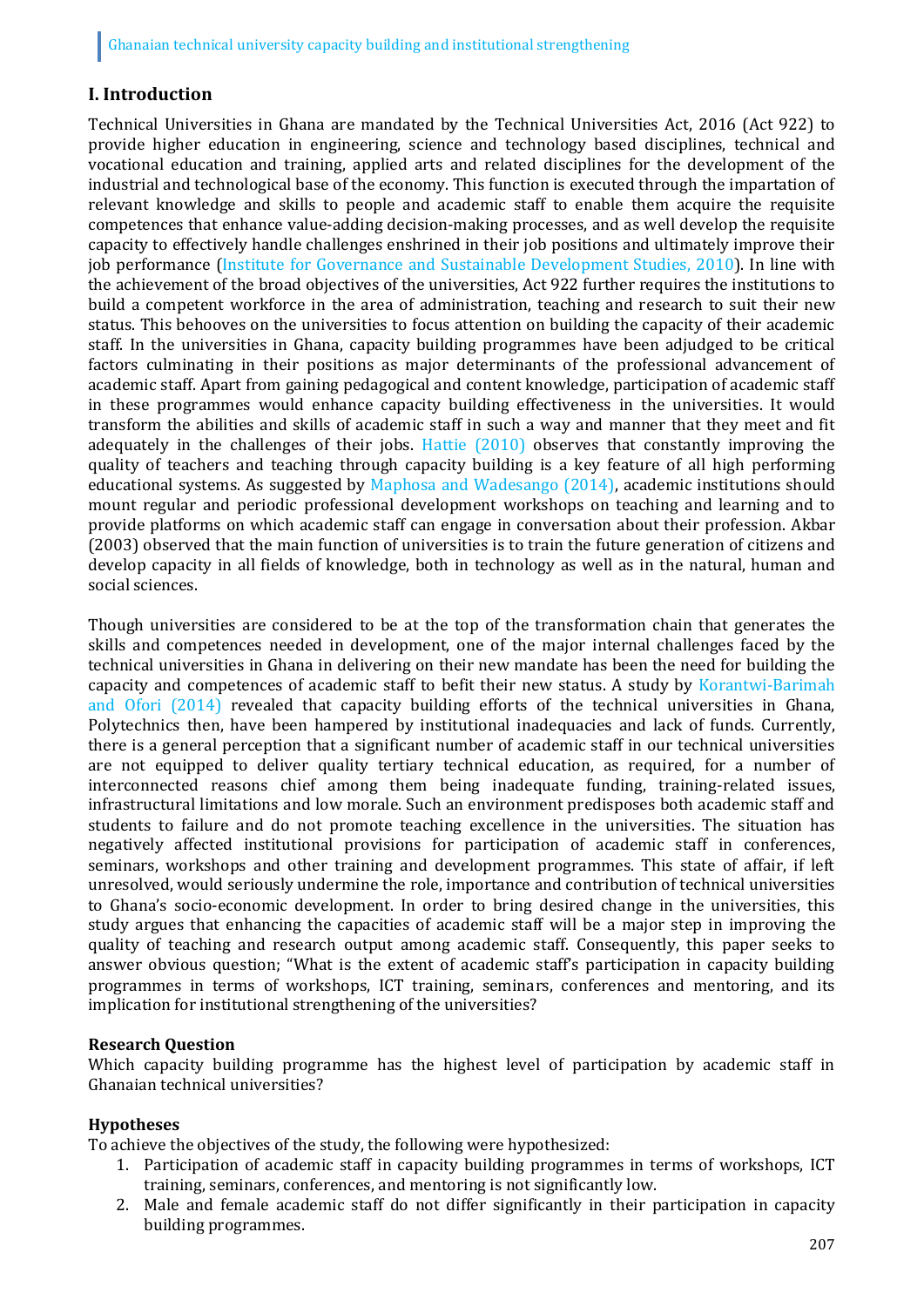## I. Introduction

Technical Universities in Ghana are mandated by the Technical Universities Act, 2016 (Act 922) to provide higher education in engineering, science and technology based disciplines, technical and vocational education and training, applied arts and related disciplines for the development of the industrial and technological base of the economy. This function is executed through the impartation of relevant knowledge and skills to people and academic staff to enable them acquire the requisite competences that enhance value-adding decision-making processes, and as well develop the requisite capacity to effectively handle challenges enshrined in their job positions and ultimately improve their job performance (Institute for Governance and Sustainable Development Studies, 2010). In line with the achievement of the broad objectives of the universities, Act 922 further requires the institutions to build a competent workforce in the area of administration, teaching and research to suit their new status. This behooves on the universities to focus attention on building the capacity of their academic staff. In the universities in Ghana, capacity building programmes have been adjudged to be critical factors culminating in their positions as major determinants of the professional advancement of academic staff. Apart from gaining pedagogical and content knowledge, participation of academic staff in these programmes would enhance capacity building effectiveness in the universities. It would transform the abilities and skills of academic staff in such a way and manner that they meet and fit adequately in the challenges of their jobs. Hattie (2010) observes that constantly improving the quality of teachers and teaching through capacity building is a key feature of all high performing educational systems. As suggested by Maphosa and Wadesango (2014), academic institutions should mount regular and periodic professional development workshops on teaching and learning and to provide platforms on which academic staff can engage in conversation about their profession. Akbar (2003) observed that the main function of universities is to train the future generation of citizens and develop capacity in all fields of knowledge, both in technology as well as in the natural, human and social sciences.

Though universities are considered to be at the top of the transformation chain that generates the skills and competences needed in development, one of the major internal challenges faced by the technical universities in Ghana in delivering on their new mandate has been the need for building the capacity and competences of academic staff to befit their new status. A study by Korantwi-Barimah and Ofori (2014) revealed that capacity building efforts of the technical universities in Ghana, Polytechnics then, have been hampered by institutional inadequacies and lack of funds. Currently, there is a general perception that a significant number of academic staff in our technical universities are not equipped to deliver quality tertiary technical education, as required, for a number of interconnected reasons chief among them being inadequate funding, training-related issues, infrastructural limitations and low morale. Such an environment predisposes both academic staff and students to failure and do not promote teaching excellence in the universities. The situation has negatively affected institutional provisions for participation of academic staff in conferences, seminars, workshops and other training and development programmes. This state of affair, if left unresolved, would seriously undermine the role, importance and contribution of technical universities to Ghana's socio-economic development. In order to bring desired change in the universities, this study argues that enhancing the capacities of academic staff will be a major step in improving the quality of teaching and research output among academic staff. Consequently, this paper seeks to answer obvious question; "What is the extent of academic staff's participation in capacity building programmes in terms of workshops, ICT training, seminars, conferences and mentoring, and its implication for institutional strengthening of the universities?

### Research Question

Which capacity building programme has the highest level of participation by academic staff in Ghanaian technical universities?

### Hypotheses

To achieve the objectives of the study, the following were hypothesized:

1. Participation of academic staff in capacity building programmes in terms of workshops, ICT training, seminars, conferences, and mentoring is not significantly low.
2. Male and female academic staff do not differ significantly in their participation in capacity building programmes.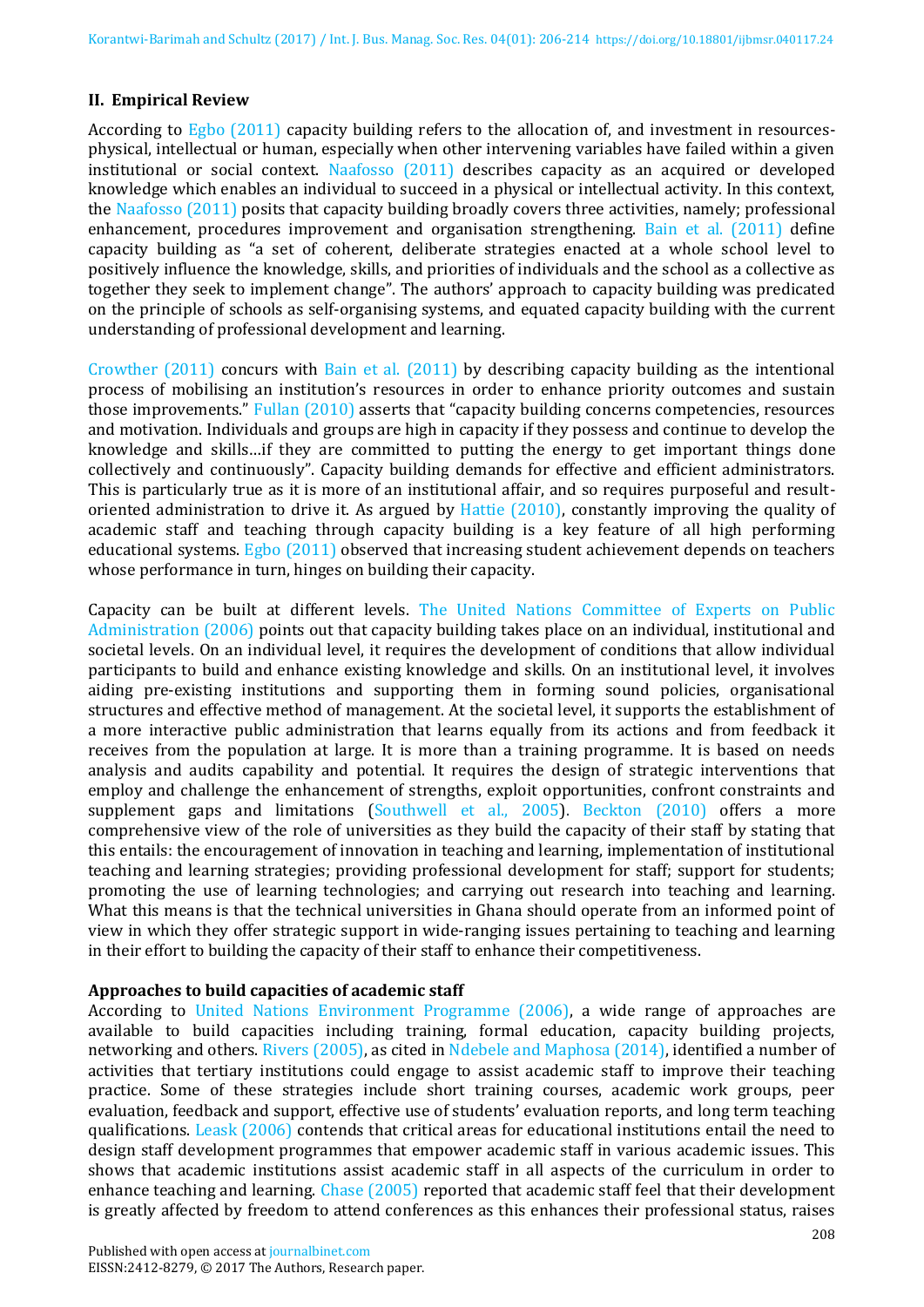## II. Empirical Review

According to Egbo (2011) capacity building refers to the allocation of, and investment in resources-physical, intellectual or human, especially when other intervening variables have failed within a given institutional or social context. Naafosso (2011) describes capacity as an acquired or developed knowledge which enables an individual to succeed in a physical or intellectual activity. In this context, the Naafosso (2011) posits that capacity building broadly covers three activities, namely; professional enhancement, procedures improvement and organisation strengthening. Bain et al. (2011) define capacity building as "a set of coherent, deliberate strategies enacted at a whole school level to positively influence the knowledge, skills, and priorities of individuals and the school as a collective as together they seek to implement change". The authors' approach to capacity building was predicated on the principle of schools as self-organising systems, and equated capacity building with the current understanding of professional development and learning.

Crowther (2011) concurs with Bain et al. (2011) by describing capacity building as the intentional process of mobilising an institution's resources in order to enhance priority outcomes and sustain those improvements." Fullan (2010) asserts that "capacity building concerns competencies, resources and motivation. Individuals and groups are high in capacity if they possess and continue to develop the knowledge and skills…if they are committed to putting the energy to get important things done collectively and continuously". Capacity building demands for effective and efficient administrators. This is particularly true as it is more of an institutional affair, and so requires purposeful and result-oriented administration to drive it. As argued by Hattie (2010), constantly improving the quality of academic staff and teaching through capacity building is a key feature of all high performing educational systems. Egbo (2011) observed that increasing student achievement depends on teachers whose performance in turn, hinges on building their capacity.

Capacity can be built at different levels. The United Nations Committee of Experts on Public Administration (2006) points out that capacity building takes place on an individual, institutional and societal levels. On an individual level, it requires the development of conditions that allow individual participants to build and enhance existing knowledge and skills. On an institutional level, it involves aiding pre-existing institutions and supporting them in forming sound policies, organisational structures and effective method of management. At the societal level, it supports the establishment of a more interactive public administration that learns equally from its actions and from feedback it receives from the population at large. It is more than a training programme. It is based on needs analysis and audits capability and potential. It requires the design of strategic interventions that employ and challenge the enhancement of strengths, exploit opportunities, confront constraints and supplement gaps and limitations (Southwell et al., 2005). Beckton (2010) offers a more comprehensive view of the role of universities as they build the capacity of their staff by stating that this entails: the encouragement of innovation in teaching and learning, implementation of institutional teaching and learning strategies; providing professional development for staff; support for students; promoting the use of learning technologies; and carrying out research into teaching and learning. What this means is that the technical universities in Ghana should operate from an informed point of view in which they offer strategic support in wide-ranging issues pertaining to teaching and learning in their effort to building the capacity of their staff to enhance their competitiveness.

### Approaches to build capacities of academic staff

According to United Nations Environment Programme (2006), a wide range of approaches are available to build capacities including training, formal education, capacity building projects, networking and others. Rivers (2005), as cited in Ndebele and Maphosa (2014), identified a number of activities that tertiary institutions could engage to assist academic staff to improve their teaching practice. Some of these strategies include short training courses, academic work groups, peer evaluation, feedback and support, effective use of students' evaluation reports, and long term teaching qualifications. Leask (2006) contends that critical areas for educational institutions entail the need to design staff development programmes that empower academic staff in various academic issues. This shows that academic institutions assist academic staff in all aspects of the curriculum in order to enhance teaching and learning. Chase (2005) reported that academic staff feel that their development is greatly affected by freedom to attend conferences as this enhances their professional status, raises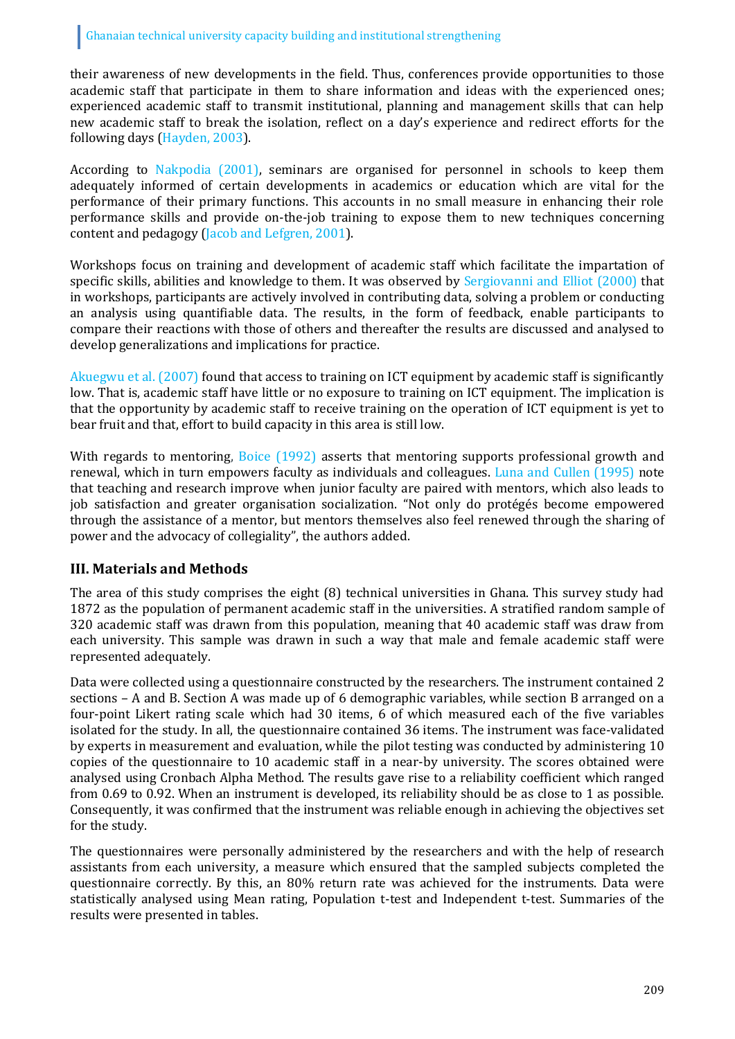their awareness of new developments in the field. Thus, conferences provide opportunities to those academic staff that participate in them to share information and ideas with the experienced ones; experienced academic staff to transmit institutional, planning and management skills that can help new academic staff to break the isolation, reflect on a day's experience and redirect efforts for the following days (Hayden, 2003).

According to Nakpodia (2001), seminars are organised for personnel in schools to keep them adequately informed of certain developments in academics or education which are vital for the performance of their primary functions. This accounts in no small measure in enhancing their role performance skills and provide on-the-job training to expose them to new techniques concerning content and pedagogy (Jacob and Lefgren, 2001).

Workshops focus on training and development of academic staff which facilitate the impartation of specific skills, abilities and knowledge to them. It was observed by Sergiovanni and Elliot (2000) that in workshops, participants are actively involved in contributing data, solving a problem or conducting an analysis using quantifiable data. The results, in the form of feedback, enable participants to compare their reactions with those of others and thereafter the results are discussed and analysed to develop generalizations and implications for practice.

Akuegwu et al. (2007) found that access to training on ICT equipment by academic staff is significantly low. That is, academic staff have little or no exposure to training on ICT equipment. The implication is that the opportunity by academic staff to receive training on the operation of ICT equipment is yet to bear fruit and that, effort to build capacity in this area is still low.

With regards to mentoring, Boice (1992) asserts that mentoring supports professional growth and renewal, which in turn empowers faculty as individuals and colleagues. Luna and Cullen (1995) note that teaching and research improve when junior faculty are paired with mentors, which also leads to job satisfaction and greater organisation socialization. "Not only do protégés become empowered through the assistance of a mentor, but mentors themselves also feel renewed through the sharing of power and the advocacy of collegiality", the authors added.

## III. Materials and Methods

The area of this study comprises the eight (8) technical universities in Ghana. This survey study had 1872 as the population of permanent academic staff in the universities. A stratified random sample of 320 academic staff was drawn from this population, meaning that 40 academic staff was draw from each university. This sample was drawn in such a way that male and female academic staff were represented adequately.

Data were collected using a questionnaire constructed by the researchers. The instrument contained 2 sections – A and B. Section A was made up of 6 demographic variables, while section B arranged on a four-point Likert rating scale which had 30 items, 6 of which measured each of the five variables isolated for the study. In all, the questionnaire contained 36 items. The instrument was face-validated by experts in measurement and evaluation, while the pilot testing was conducted by administering 10 copies of the questionnaire to 10 academic staff in a near-by university. The scores obtained were analysed using Cronbach Alpha Method. The results gave rise to a reliability coefficient which ranged from 0.69 to 0.92. When an instrument is developed, its reliability should be as close to 1 as possible. Consequently, it was confirmed that the instrument was reliable enough in achieving the objectives set for the study.

The questionnaires were personally administered by the researchers and with the help of research assistants from each university, a measure which ensured that the sampled subjects completed the questionnaire correctly. By this, an 80% return rate was achieved for the instruments. Data were statistically analysed using Mean rating, Population t-test and Independent t-test. Summaries of the results were presented in tables.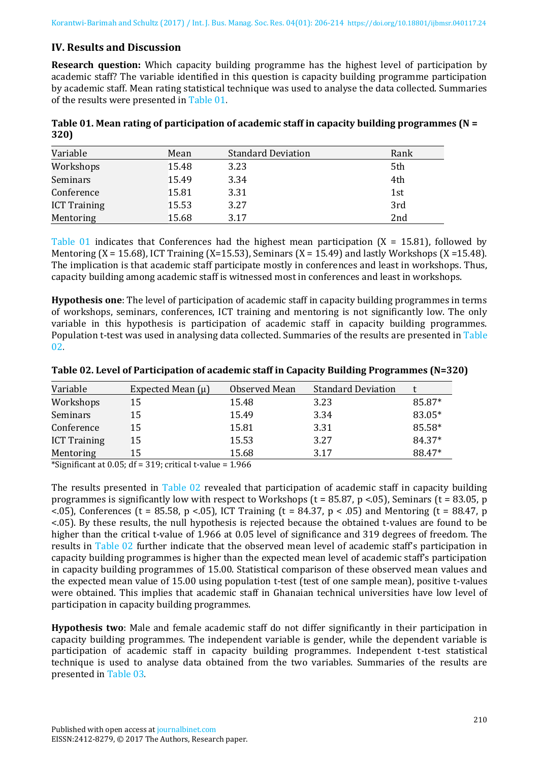## IV. Results and Discussion

**Research question:** Which capacity building programme has the highest level of participation by academic staff? The variable identified in this question is capacity building programme participation by academic staff. Mean rating statistical technique was used to analyse the data collected. Summaries of the results were presented in Table 01.

**Table 01. Mean rating of participation of academic staff in capacity building programmes (N = 320)**

| Variable | Mean | Standard Deviation | Rank |
|---|---|---|---|
| Workshops | 15.48 | 3.23 | 5th |
| Seminars | 15.49 | 3.34 | 4th |
| Conference | 15.81 | 3.31 | 1st |
| ICT Training | 15.53 | 3.27 | 3rd |
| Mentoring | 15.68 | 3.17 | 2nd |

Table 01 indicates that Conferences had the highest mean participation (X = 15.81), followed by Mentoring (X = 15.68), ICT Training (X=15.53), Seminars (X = 15.49) and lastly Workshops (X =15.48). The implication is that academic staff participate mostly in conferences and least in workshops. Thus, capacity building among academic staff is witnessed most in conferences and least in workshops.

**Hypothesis one**: The level of participation of academic staff in capacity building programmes in terms of workshops, seminars, conferences, ICT training and mentoring is not significantly low. The only variable in this hypothesis is participation of academic staff in capacity building programmes. Population t-test was used in analysing data collected. Summaries of the results are presented in Table 02.

**Table 02. Level of Participation of academic staff in Capacity Building Programmes (N=320)**

| Variable | Expected Mean (μ) | Observed Mean | Standard Deviation | t |
|---|---|---|---|---|
| Workshops | 15 | 15.48 | 3.23 | 85.87* |
| Seminars | 15 | 15.49 | 3.34 | 83.05* |
| Conference | 15 | 15.81 | 3.31 | 85.58* |
| ICT Training | 15 | 15.53 | 3.27 | 84.37* |
| Mentoring | 15 | 15.68 | 3.17 | 88.47* |

*Significant at 0.05; df = 319; critical t-value = 1.966

The results presented in Table 02 revealed that participation of academic staff in capacity building programmes is significantly low with respect to Workshops ($t = 85.87$, $p < .05$), Seminars ($t = 83.05$, $p < .05$), Conferences ($t = 85.58$, $p < .05$), ICT Training ($t = 84.37$, $p < .05$) and Mentoring ($t = 88.47$, $p < .05$). By these results, the null hypothesis is rejected because the obtained t-values are found to be higher than the critical t-value of 1.966 at 0.05 level of significance and 319 degrees of freedom. The results in Table 02 further indicate that the observed mean level of academic staff's participation in capacity building programmes is higher than the expected mean level of academic staff's participation in capacity building programmes of 15.00. Statistical comparison of these observed mean values and the expected mean value of 15.00 using population t-test (test of one sample mean), positive t-values were obtained. This implies that academic staff in Ghanaian technical universities have low level of participation in capacity building programmes.

**Hypothesis two**: Male and female academic staff do not differ significantly in their participation in capacity building programmes. The independent variable is gender, while the dependent variable is participation of academic staff in capacity building programmes. Independent t-test statistical technique is used to analyse data obtained from the two variables. Summaries of the results are presented in Table 03.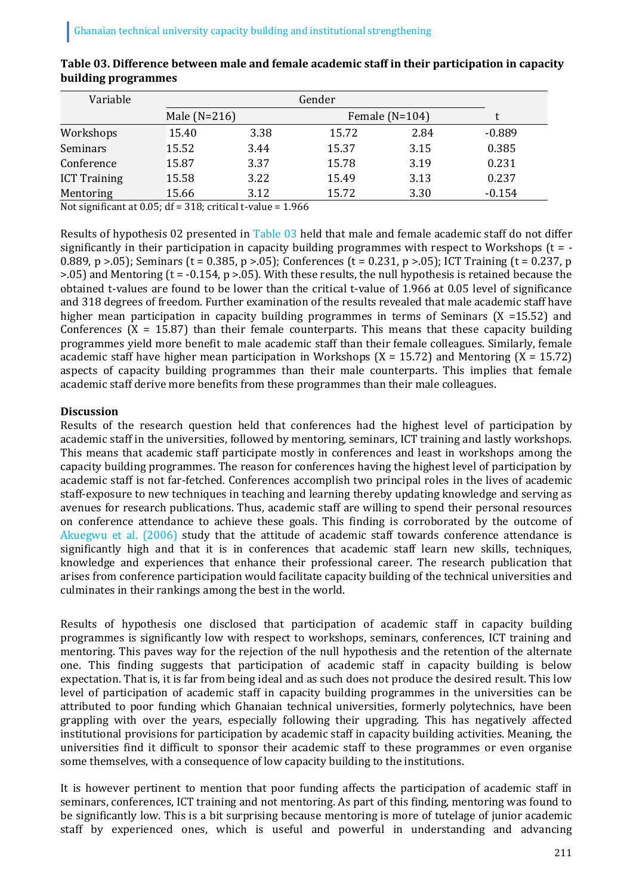**Table 03. Difference between male and female academic staff in their participation in capacity building programmes**

| Variable | Gender | | | | |
|---|---|---|---|---|---|
| | Male (N=216) | | Female (N=104) | | t |
| Workshops | 15.40 | 3.38 | 15.72 | 2.84 | -0.889 |
| Seminars | 15.52 | 3.44 | 15.37 | 3.15 | 0.385 |
| Conference | 15.87 | 3.37 | 15.78 | 3.19 | 0.231 |
| ICT Training | 15.58 | 3.22 | 15.49 | 3.13 | 0.237 |
| Mentoring | 15.66 | 3.12 | 15.72 | 3.30 | -0.154 |

Not significant at 0.05; df = 318; critical t-value = 1.966

Results of hypothesis 02 presented in Table 03 held that male and female academic staff do not differ significantly in their participation in capacity building programmes with respect to Workshops ($t = -0.889$, $p > .05$); Seminars ($t = 0.385$, $p > .05$); Conferences ($t = 0.231$, $p > .05$); ICT Training ($t = 0.237$, $p > .05$) and Mentoring ($t = -0.154$, $p > .05$). With these results, the null hypothesis is retained because the obtained t-values are found to be lower than the critical t-value of 1.966 at 0.05 level of significance and 318 degrees of freedom. Further examination of the results revealed that male academic staff have higher mean participation in capacity building programmes in terms of Seminars ($X = 15.52$) and Conferences ($X = 15.87$) than their female counterparts. This means that these capacity building programmes yield more benefit to male academic staff than their female colleagues. Similarly, female academic staff have higher mean participation in Workshops ($X = 15.72$) and Mentoring ($X = 15.72$) aspects of capacity building programmes than their male counterparts. This implies that female academic staff derive more benefits from these programmes than their male colleagues.

**Discussion**

Results of the research question held that conferences had the highest level of participation by academic staff in the universities, followed by mentoring, seminars, ICT training and lastly workshops. This means that academic staff participate mostly in conferences and least in workshops among the capacity building programmes. The reason for conferences having the highest level of participation by academic staff is not far-fetched. Conferences accomplish two principal roles in the lives of academic staff-exposure to new techniques in teaching and learning thereby updating knowledge and serving as avenues for research publications. Thus, academic staff are willing to spend their personal resources on conference attendance to achieve these goals. This finding is corroborated by the outcome of Akuegwu et al. (2006) study that the attitude of academic staff towards conference attendance is significantly high and that it is in conferences that academic staff learn new skills, techniques, knowledge and experiences that enhance their professional career. The research publication that arises from conference participation would facilitate capacity building of the technical universities and culminates in their rankings among the best in the world.

Results of hypothesis one disclosed that participation of academic staff in capacity building programmes is significantly low with respect to workshops, seminars, conferences, ICT training and mentoring. This paves way for the rejection of the null hypothesis and the retention of the alternate one. This finding suggests that participation of academic staff in capacity building is below expectation. That is, it is far from being ideal and as such does not produce the desired result. This low level of participation of academic staff in capacity building programmes in the universities can be attributed to poor funding which Ghanaian technical universities, formerly polytechnics, have been grappling with over the years, especially following their upgrading. This has negatively affected institutional provisions for participation by academic staff in capacity building activities. Meaning, the universities find it difficult to sponsor their academic staff to these programmes or even organise some themselves, with a consequence of low capacity building to the institutions.

It is however pertinent to mention that poor funding affects the participation of academic staff in seminars, conferences, ICT training and not mentoring. As part of this finding, mentoring was found to be significantly low. This is a bit surprising because mentoring is more of tutelage of junior academic staff by experienced ones, which is useful and powerful in understanding and advancing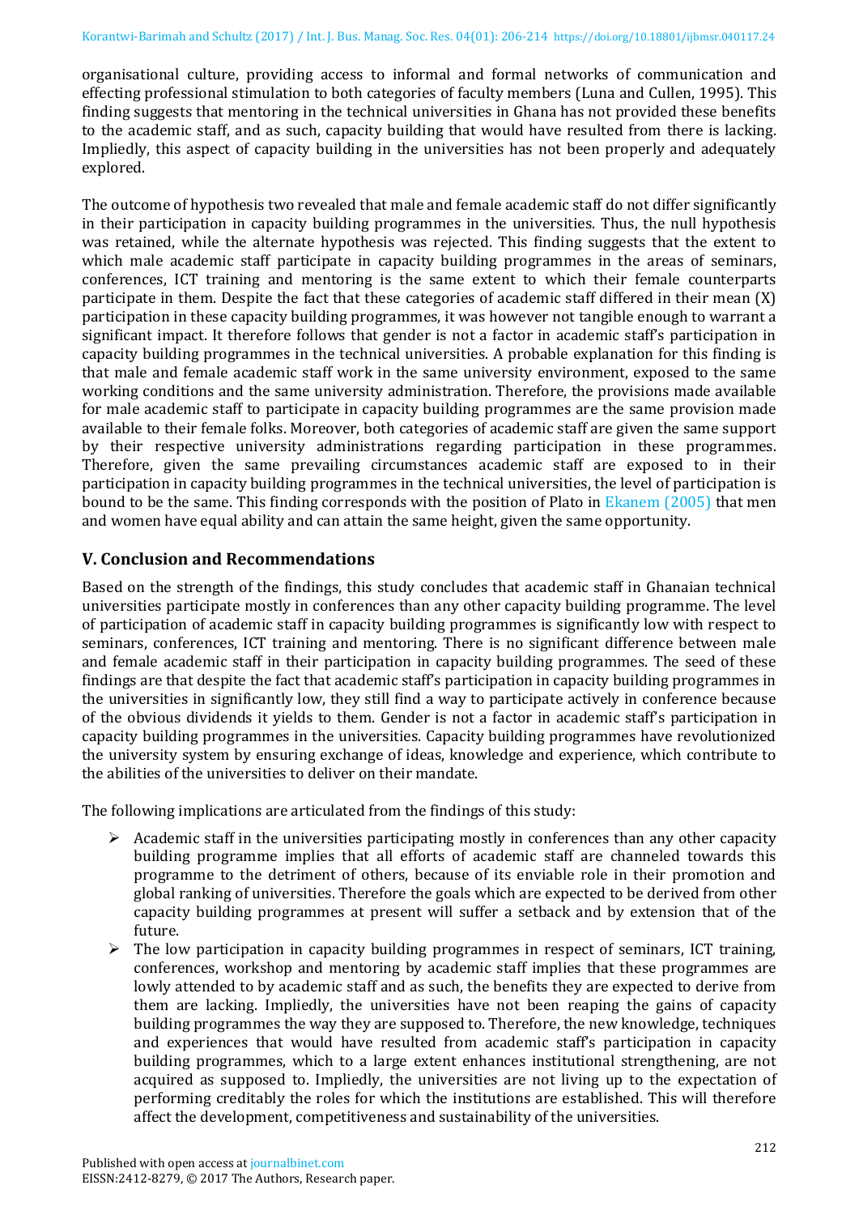organisational culture, providing access to informal and formal networks of communication and effecting professional stimulation to both categories of faculty members (Luna and Cullen, 1995). This finding suggests that mentoring in the technical universities in Ghana has not provided these benefits to the academic staff, and as such, capacity building that would have resulted from there is lacking. Impliedly, this aspect of capacity building in the universities has not been properly and adequately explored.

The outcome of hypothesis two revealed that male and female academic staff do not differ significantly in their participation in capacity building programmes in the universities. Thus, the null hypothesis was retained, while the alternate hypothesis was rejected. This finding suggests that the extent to which male academic staff participate in capacity building programmes in the areas of seminars, conferences, ICT training and mentoring is the same extent to which their female counterparts participate in them. Despite the fact that these categories of academic staff differed in their mean (X) participation in these capacity building programmes, it was however not tangible enough to warrant a significant impact. It therefore follows that gender is not a factor in academic staff's participation in capacity building programmes in the technical universities. A probable explanation for this finding is that male and female academic staff work in the same university environment, exposed to the same working conditions and the same university administration. Therefore, the provisions made available for male academic staff to participate in capacity building programmes are the same provision made available to their female folks. Moreover, both categories of academic staff are given the same support by their respective university administrations regarding participation in these programmes. Therefore, given the same prevailing circumstances academic staff are exposed to in their participation in capacity building programmes in the technical universities, the level of participation is bound to be the same. This finding corresponds with the position of Plato in Ekanem (2005) that men and women have equal ability and can attain the same height, given the same opportunity.

## V. Conclusion and Recommendations

Based on the strength of the findings, this study concludes that academic staff in Ghanaian technical universities participate mostly in conferences than any other capacity building programme. The level of participation of academic staff in capacity building programmes is significantly low with respect to seminars, conferences, ICT training and mentoring. There is no significant difference between male and female academic staff in their participation in capacity building programmes. The seed of these findings are that despite the fact that academic staff's participation in capacity building programmes in the universities in significantly low, they still find a way to participate actively in conference because of the obvious dividends it yields to them. Gender is not a factor in academic staff's participation in capacity building programmes in the universities. Capacity building programmes have revolutionized the university system by ensuring exchange of ideas, knowledge and experience, which contribute to the abilities of the universities to deliver on their mandate.

The following implications are articulated from the findings of this study:

- Academic staff in the universities participating mostly in conferences than any other capacity building programme implies that all efforts of academic staff are channeled towards this programme to the detriment of others, because of its enviable role in their promotion and global ranking of universities. Therefore the goals which are expected to be derived from other capacity building programmes at present will suffer a setback and by extension that of the future.
- The low participation in capacity building programmes in respect of seminars, ICT training, conferences, workshop and mentoring by academic staff implies that these programmes are lowly attended to by academic staff and as such, the benefits they are expected to derive from them are lacking. Impliedly, the universities have not been reaping the gains of capacity building programmes the way they are supposed to. Therefore, the new knowledge, techniques and experiences that would have resulted from academic staff's participation in capacity building programmes, which to a large extent enhances institutional strengthening, are not acquired as supposed to. Impliedly, the universities are not living up to the expectation of performing creditably the roles for which the institutions are established. This will therefore affect the development, competitiveness and sustainability of the universities.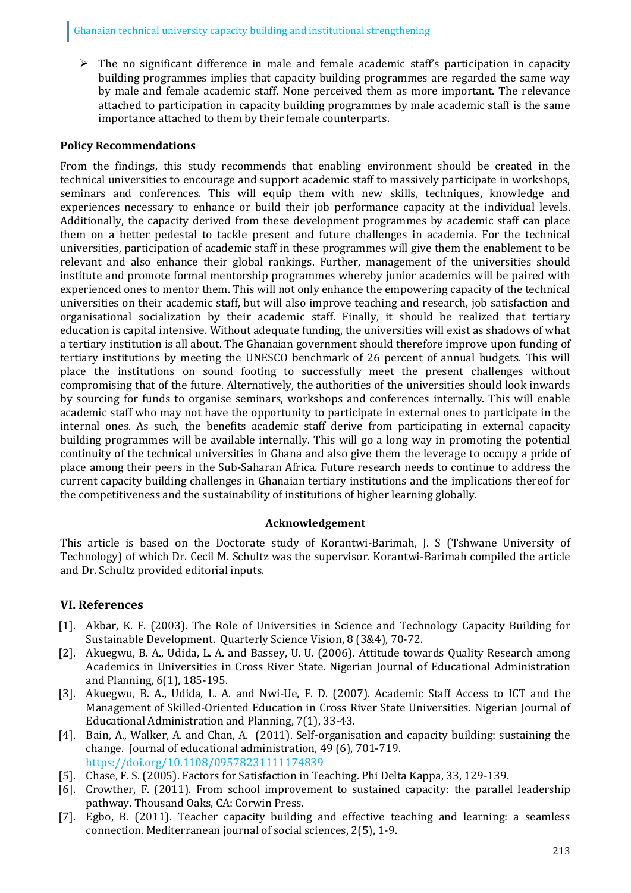- The no significant difference in male and female academic staff's participation in capacity building programmes implies that capacity building programmes are regarded the same way by male and female academic staff. None perceived them as more important. The relevance attached to participation in capacity building programmes by male academic staff is the same importance attached to them by their female counterparts.

**Policy Recommendations**

From the findings, this study recommends that enabling environment should be created in the technical universities to encourage and support academic staff to massively participate in workshops, seminars and conferences. This will equip them with new skills, techniques, knowledge and experiences necessary to enhance or build their job performance capacity at the individual levels. Additionally, the capacity derived from these development programmes by academic staff can place them on a better pedestal to tackle present and future challenges in academia. For the technical universities, participation of academic staff in these programmes will give them the enablement to be relevant and also enhance their global rankings. Further, management of the universities should institute and promote formal mentorship programmes whereby junior academics will be paired with experienced ones to mentor them. This will not only enhance the empowering capacity of the technical universities on their academic staff, but will also improve teaching and research, job satisfaction and organisational socialization by their academic staff. Finally, it should be realized that tertiary education is capital intensive. Without adequate funding, the universities will exist as shadows of what a tertiary institution is all about. The Ghanaian government should therefore improve upon funding of tertiary institutions by meeting the UNESCO benchmark of 26 percent of annual budgets. This will place the institutions on sound footing to successfully meet the present challenges without compromising that of the future. Alternatively, the authorities of the universities should look inwards by sourcing for funds to organise seminars, workshops and conferences internally. This will enable academic staff who may not have the opportunity to participate in external ones to participate in the internal ones. As such, the benefits academic staff derive from participating in external capacity building programmes will be available internally. This will go a long way in promoting the potential continuity of the technical universities in Ghana and also give them the leverage to occupy a pride of place among their peers in the Sub-Saharan Africa. Future research needs to continue to address the current capacity building challenges in Ghanaian tertiary institutions and the implications thereof for the competitiveness and the sustainability of institutions of higher learning globally.

**Acknowledgement**

This article is based on the Doctorate study of Korantwi-Barimah, J. S (Tshwane University of Technology) of which Dr. Cecil M. Schultz was the supervisor. Korantwi-Barimah compiled the article and Dr. Schultz provided editorial inputs.

## VI. References

[1]. Akbar, K. F. (2003). The Role of Universities in Science and Technology Capacity Building for Sustainable Development. Quarterly Science Vision, 8 (3&4), 70-72.

[2]. Akuegwu, B. A., Udida, L. A. and Bassey, U. U. (2006). Attitude towards Quality Research among Academics in Universities in Cross River State. Nigerian Journal of Educational Administration and Planning, 6(1), 185-195.

[3]. Akuegwu, B. A., Udida, L. A. and Nwi-Ue, F. D. (2007). Academic Staff Access to ICT and the Management of Skilled-Oriented Education in Cross River State Universities. Nigerian Journal of Educational Administration and Planning, 7(1), 33-43.

[4]. Bain, A., Walker, A. and Chan, A. (2011). Self-organisation and capacity building: sustaining the change. Journal of educational administration, 49 (6), 701-719. https://doi.org/10.1108/09578231111174839

[5]. Chase, F. S. (2005). Factors for Satisfaction in Teaching. Phi Delta Kappa, 33, 129-139.

[6]. Crowther, F. (2011). From school improvement to sustained capacity: the parallel leadership pathway. Thousand Oaks, CA: Corwin Press.

[7]. Egbo, B. (2011). Teacher capacity building and effective teaching and learning: a seamless connection. Mediterranean journal of social sciences, 2(5), 1-9.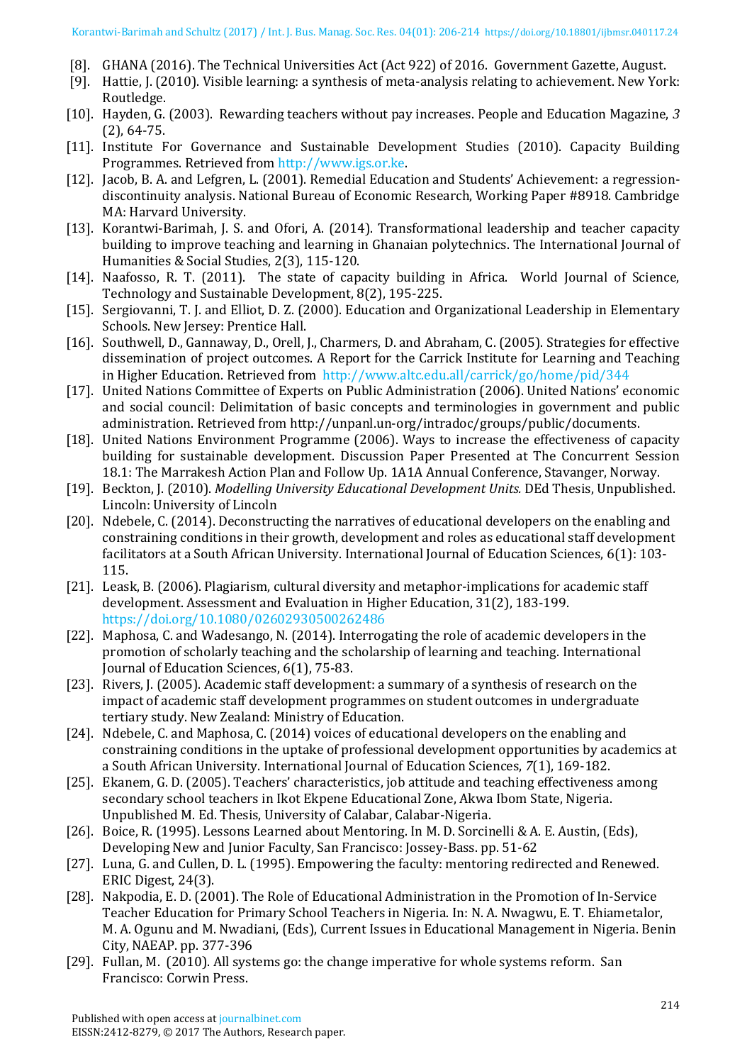[8]. GHANA (2016). The Technical Universities Act (Act 922) of 2016. Government Gazette, August.

[9]. Hattie, J. (2010). Visible learning: a synthesis of meta-analysis relating to achievement. New York: Routledge.

[10]. Hayden, G. (2003). Rewarding teachers without pay increases. People and Education Magazine, *3* (2), 64-75.

[11]. Institute For Governance and Sustainable Development Studies (2010). Capacity Building Programmes. Retrieved from http://www.igs.or.ke.

[12]. Jacob, B. A. and Lefgren, L. (2001). Remedial Education and Students' Achievement: a regression-discontinuity analysis. National Bureau of Economic Research, Working Paper #8918. Cambridge MA: Harvard University.

[13]. Korantwi-Barimah, J. S. and Ofori, A. (2014). Transformational leadership and teacher capacity building to improve teaching and learning in Ghanaian polytechnics. The International Journal of Humanities & Social Studies, 2(3), 115-120.

[14]. Naafosso, R. T. (2011). The state of capacity building in Africa. World Journal of Science, Technology and Sustainable Development, 8(2), 195-225.

[15]. Sergiovanni, T. J. and Elliot, D. Z. (2000). Education and Organizational Leadership in Elementary Schools. New Jersey: Prentice Hall.

[16]. Southwell, D., Gannaway, D., Orell, J., Charmers, D. and Abraham, C. (2005). Strategies for effective dissemination of project outcomes. A Report for the Carrick Institute for Learning and Teaching in Higher Education. Retrieved from http://www.altc.edu.all/carrick/go/home/pid/344

[17]. United Nations Committee of Experts on Public Administration (2006). United Nations' economic and social council: Delimitation of basic concepts and terminologies in government and public administration. Retrieved from http://unpanl.un-org/intradoc/groups/public/documents.

[18]. United Nations Environment Programme (2006). Ways to increase the effectiveness of capacity building for sustainable development. Discussion Paper Presented at The Concurrent Session 18.1: The Marrakesh Action Plan and Follow Up. 1A1A Annual Conference, Stavanger, Norway.

[19]. Beckton, J. (2010). *Modelling University Educational Development Units.* DEd Thesis, Unpublished. Lincoln: University of Lincoln

[20]. Ndebele, C. (2014). Deconstructing the narratives of educational developers on the enabling and constraining conditions in their growth, development and roles as educational staff development facilitators at a South African University. International Journal of Education Sciences, 6(1): 103-115.

[21]. Leask, B. (2006). Plagiarism, cultural diversity and metaphor-implications for academic staff development. Assessment and Evaluation in Higher Education, 31(2), 183-199. https://doi.org/10.1080/02602930500262486

[22]. Maphosa, C. and Wadesango, N. (2014). Interrogating the role of academic developers in the promotion of scholarly teaching and the scholarship of learning and teaching. International Journal of Education Sciences, 6(1), 75-83.

[23]. Rivers, J. (2005). Academic staff development: a summary of a synthesis of research on the impact of academic staff development programmes on student outcomes in undergraduate tertiary study. New Zealand: Ministry of Education.

[24]. Ndebele, C. and Maphosa, C. (2014) voices of educational developers on the enabling and constraining conditions in the uptake of professional development opportunities by academics at a South African University. International Journal of Education Sciences, *7*(1), 169-182.

[25]. Ekanem, G. D. (2005). Teachers' characteristics, job attitude and teaching effectiveness among secondary school teachers in Ikot Ekpene Educational Zone, Akwa Ibom State, Nigeria. Unpublished M. Ed. Thesis, University of Calabar, Calabar-Nigeria.

[26]. Boice, R. (1995). Lessons Learned about Mentoring. In M. D. Sorcinelli & A. E. Austin, (Eds), Developing New and Junior Faculty, San Francisco: Jossey-Bass. pp. 51-62

[27]. Luna, G. and Cullen, D. L. (1995). Empowering the faculty: mentoring redirected and Renewed. ERIC Digest, 24(3).

[28]. Nakpodia, E. D. (2001). The Role of Educational Administration in the Promotion of In-Service Teacher Education for Primary School Teachers in Nigeria. In: N. A. Nwagwu, E. T. Ehiametalor, M. A. Ogunu and M. Nwadiani, (Eds), Current Issues in Educational Management in Nigeria. Benin City, NAEAP. pp. 377-396

[29]. Fullan, M. (2010). All systems go: the change imperative for whole systems reform. San Francisco: Corwin Press.